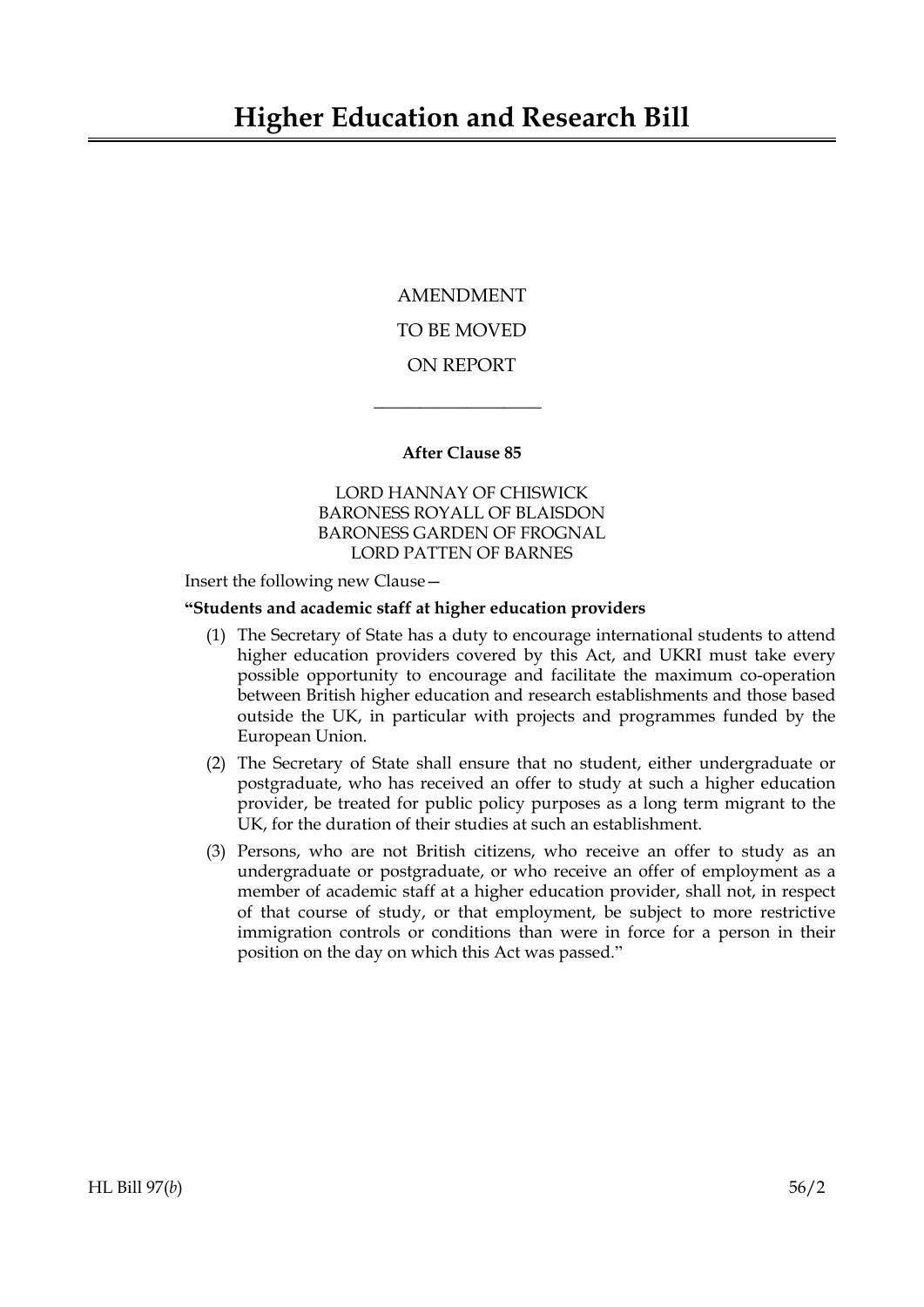# Higher Education and Research Bill

AMENDMENT

TO BE MOVED

ON REPORT

---

**After Clause 85**

LORD HANNAY OF CHISWICK
BARONESS ROYALL OF BLAISDON
BARONESS GARDEN OF FROGNAL
LORD PATTEN OF BARNES

Insert the following new Clause—

**"Students and academic staff at higher education providers**

(1) The Secretary of State has a duty to encourage international students to attend higher education providers covered by this Act, and UKRI must take every possible opportunity to encourage and facilitate the maximum co-operation between British higher education and research establishments and those based outside the UK, in particular with projects and programmes funded by the European Union.

(2) The Secretary of State shall ensure that no student, either undergraduate or postgraduate, who has received an offer to study at such a higher education provider, be treated for public policy purposes as a long term migrant to the UK, for the duration of their studies at such an establishment.

(3) Persons, who are not British citizens, who receive an offer to study as an undergraduate or postgraduate, or who receive an offer of employment as a member of academic staff at a higher education provider, shall not, in respect of that course of study, or that employment, be subject to more restrictive immigration controls or conditions than were in force for a person in their position on the day on which this Act was passed."

HL Bill 97(*b*) 56/2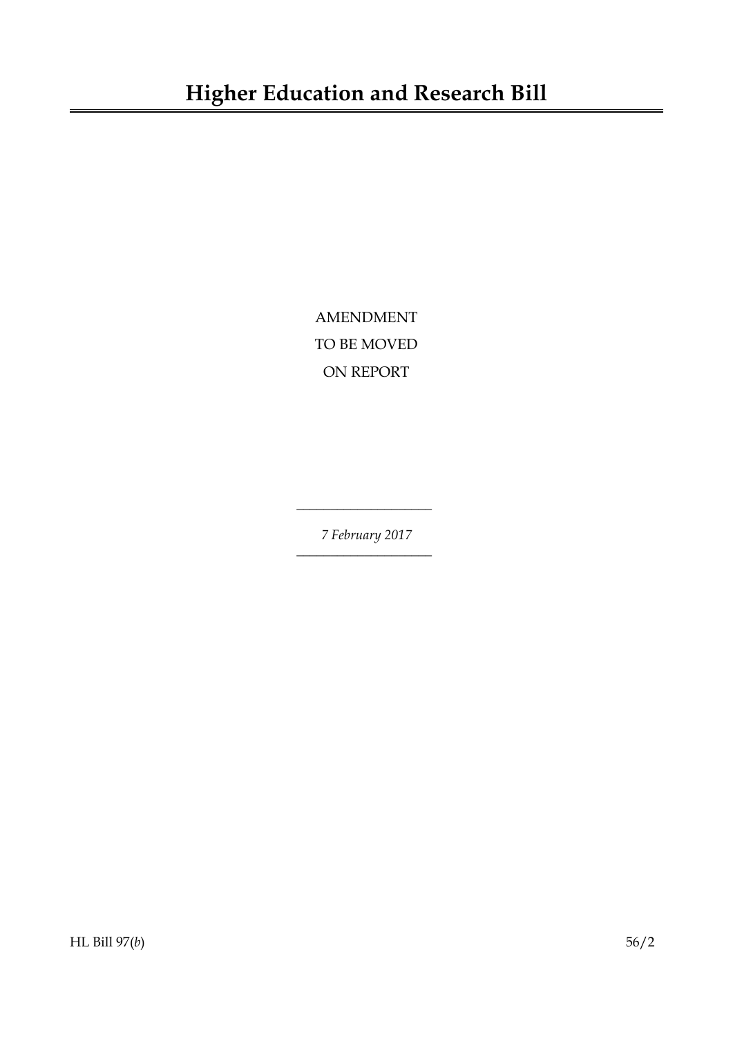# Higher Education and Research Bill

AMENDMENT
TO BE MOVED
ON REPORT

---

*7 February 2017*

---

HL Bill 97(*b*)

56/2